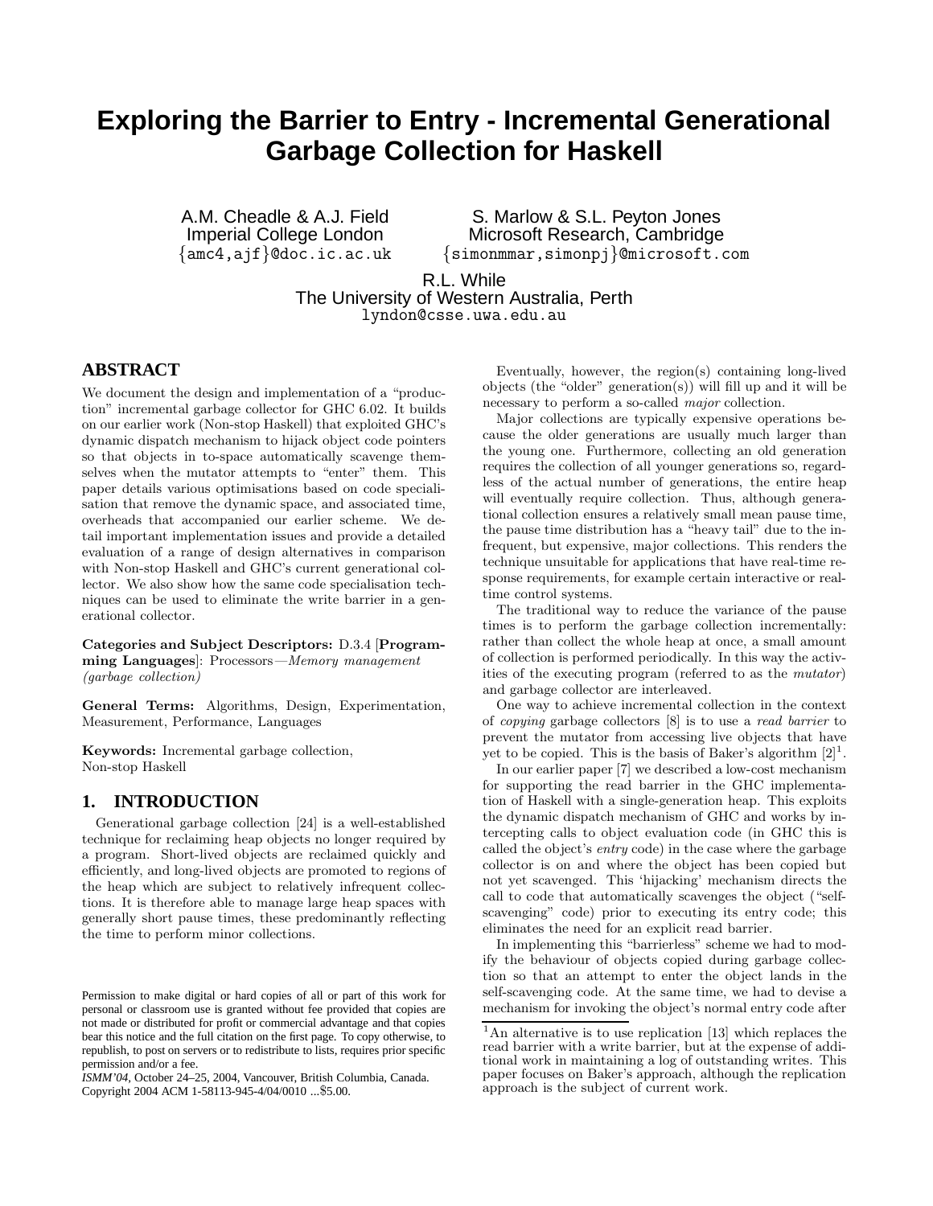# Exploring the Barrier to Entry - Incremental Generational Garbage Collection for Haskell

A.M. Cheadle & A.J. Field
Imperial College London
{amc4,ajf}@doc.ic.ac.uk

S. Marlow & S.L. Peyton Jones
Microsoft Research, Cambridge
{simonmmar,simonpj}@microsoft.com

R.L. While
The University of Western Australia, Perth
lyndon@csse.uwa.edu.au

## ABSTRACT

We document the design and implementation of a "production" incremental garbage collector for GHC 6.02. It builds on our earlier work (Non-stop Haskell) that exploited GHC's dynamic dispatch mechanism to hijack object code pointers so that objects in to-space automatically scavenge themselves when the mutator attempts to "enter" them. This paper details various optimisations based on code specialisation that remove the dynamic space, and associated time, overheads that accompanied our earlier scheme. We detail important implementation issues and provide a detailed evaluation of a range of design alternatives in comparison with Non-stop Haskell and GHC's current generational collector. We also show how the same code specialisation techniques can be used to eliminate the write barrier in a generational collector.

**Categories and Subject Descriptors:** D.3.4 [**Programming Languages**]: Processors—*Memory management (garbage collection)*

**General Terms:** Algorithms, Design, Experimentation, Measurement, Performance, Languages

**Keywords:** Incremental garbage collection, Non-stop Haskell

## 1. INTRODUCTION

Generational garbage collection [24] is a well-established technique for reclaiming heap objects no longer required by a program. Short-lived objects are reclaimed quickly and efficiently, and long-lived objects are promoted to regions of the heap which are subject to relatively infrequent collections. It is therefore able to manage large heap spaces with generally short pause times, these predominantly reflecting the time to perform minor collections.

Eventually, however, the region(s) containing long-lived objects (the "older" generation(s)) will fill up and it will be necessary to perform a so-called *major* collection.

Major collections are typically expensive operations because the older generations are usually much larger than the young one. Furthermore, collecting an old generation requires the collection of all younger generations so, regardless of the actual number of generations, the entire heap will eventually require collection. Thus, although generational collection ensures a relatively small mean pause time, the pause time distribution has a "heavy tail" due to the infrequent, but expensive, major collections. This renders the technique unsuitable for applications that have real-time response requirements, for example certain interactive or real-time control systems.

The traditional way to reduce the variance of the pause times is to perform the garbage collection incrementally: rather than collect the whole heap at once, a small amount of collection is performed periodically. In this way the activities of the executing program (referred to as the *mutator*) and garbage collector are interleaved.

One way to achieve incremental collection in the context of *copying* garbage collectors [8] is to use a *read barrier* to prevent the mutator from accessing live objects that have yet to be copied. This is the basis of Baker's algorithm [2][1].

In our earlier paper [7] we described a low-cost mechanism for supporting the read barrier in the GHC implementation of Haskell with a single-generation heap. This exploits the dynamic dispatch mechanism of GHC and works by intercepting calls to object evaluation code (in GHC this is called the object's *entry* code) in the case where the garbage collector is on and where the object has been copied but not yet scavenged. This 'hijacking' mechanism directs the call to code that automatically scavenges the object ("self-scavenging" code) prior to executing its entry code; this eliminates the need for an explicit read barrier.

In implementing this "barrierless" scheme we had to modify the behaviour of objects copied during garbage collection so that an attempt to enter the object lands in the self-scavenging code. At the same time, we had to devise a mechanism for invoking the object's normal entry code after

[1]An alternative is to use replication [13] which replaces the read barrier with a write barrier, but at the expense of additional work in maintaining a log of outstanding writes. This paper focuses on Baker's approach, although the replication approach is the subject of current work.

Permission to make digital or hard copies of all or part of this work for personal or classroom use is granted without fee provided that copies are not made or distributed for profit or commercial advantage and that copies bear this notice and the full citation on the first page. To copy otherwise, to republish, to post on servers or to redistribute to lists, requires prior specific permission and/or a fee.
*ISMM'04*, October 24–25, 2004, Vancouver, British Columbia, Canada.
Copyright 2004 ACM 1-58113-945-4/04/0010 ...$5.00.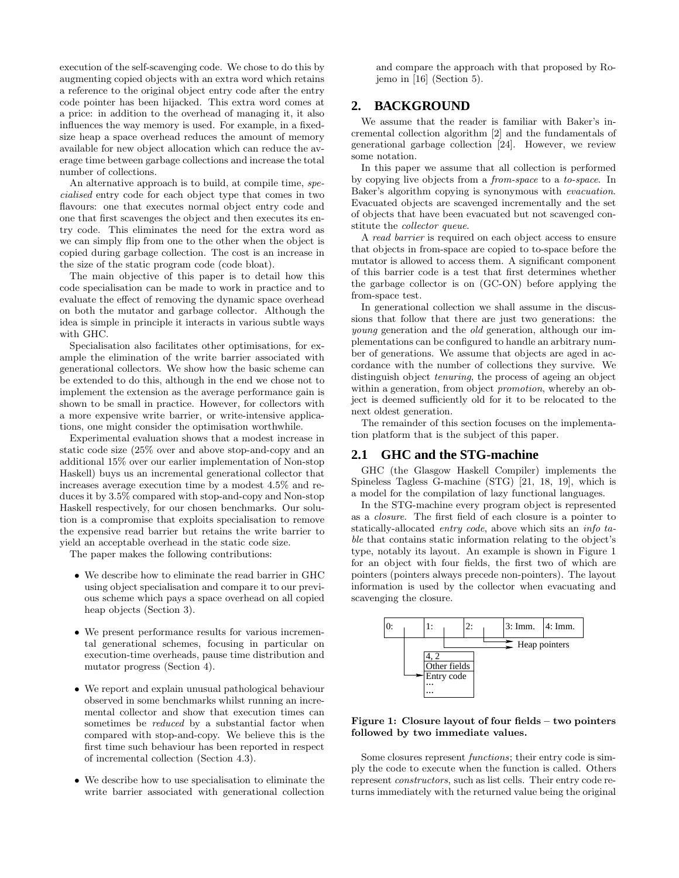execution of the self-scavenging code. We chose to do this by augmenting copied objects with an extra word which retains a reference to the original object entry code after the entry code pointer has been hijacked. This extra word comes at a price: in addition to the overhead of managing it, it also influences the way memory is used. For example, in a fixed-size heap a space overhead reduces the amount of memory available for new object allocation which can reduce the average time between garbage collections and increase the total number of collections.

An alternative approach is to build, at compile time, *specialised* entry code for each object type that comes in two flavours: one that executes normal object entry code and one that first scavenges the object and then executes its entry code. This eliminates the need for the extra word as we can simply flip from one to the other when the object is copied during garbage collection. The cost is an increase in the size of the static program code (code bloat).

The main objective of this paper is to detail how this code specialisation can be made to work in practice and to evaluate the effect of removing the dynamic space overhead on both the mutator and garbage collector. Although the idea is simple in principle it interacts in various subtle ways with GHC.

Specialisation also facilitates other optimisations, for example the elimination of the write barrier associated with generational collectors. We show how the basic scheme can be extended to do this, although in the end we chose not to implement the extension as the average performance gain is shown to be small in practice. However, for collectors with a more expensive write barrier, or write-intensive applications, one might consider the optimisation worthwhile.

Experimental evaluation shows that a modest increase in static code size (25% over and above stop-and-copy and an additional 15% over our earlier implementation of Non-stop Haskell) buys us an incremental generational collector that increases average execution time by a modest 4.5% and reduces it by 3.5% compared with stop-and-copy and Non-stop Haskell respectively, for our chosen benchmarks. Our solution is a compromise that exploits specialisation to remove the expensive read barrier but retains the write barrier to yield an acceptable overhead in the static code size.

The paper makes the following contributions:

- We describe how to eliminate the read barrier in GHC using object specialisation and compare it to our previous scheme which pays a space overhead on all copied heap objects (Section 3).
- We present performance results for various incremental generational schemes, focusing in particular on execution-time overheads, pause time distribution and mutator progress (Section 4).
- We report and explain unusual pathological behaviour observed in some benchmarks whilst running an incremental collector and show that execution times can sometimes be *reduced* by a substantial factor when compared with stop-and-copy. We believe this is the first time such behaviour has been reported in respect of incremental collection (Section 4.3).
- We describe how to use specialisation to eliminate the write barrier associated with generational collection and compare the approach with that proposed by Rojemo in [16] (Section 5).

## 2. BACKGROUND

We assume that the reader is familiar with Baker's incremental collection algorithm [2] and the fundamentals of generational garbage collection [24]. However, we review some notation.

In this paper we assume that all collection is performed by copying live objects from a *from-space* to a *to-space*. In Baker's algorithm copying is synonymous with *evacuation*. Evacuated objects are scavenged incrementally and the set of objects that have been evacuated but not scavenged constitute the *collector queue*.

A *read barrier* is required on each object access to ensure that objects in from-space are copied to to-space before the mutator is allowed to access them. A significant component of this barrier code is a test that first determines whether the garbage collector is on (GC-ON) before applying the from-space test.

In generational collection we shall assume in the discussions that follow that there are just two generations: the *young* generation and the *old* generation, although our implementations can be configured to handle an arbitrary number of generations. We assume that objects are aged in accordance with the number of collections they survive. We distinguish object *tenuring*, the process of ageing an object within a generation, from object *promotion*, whereby an object is deemed sufficiently old for it to be relocated to the next oldest generation.

The remainder of this section focuses on the implementation platform that is the subject of this paper.

### 2.1 GHC and the STG-machine

GHC (the Glasgow Haskell Compiler) implements the Spineless Tagless G-machine (STG) [21, 18, 19], which is a model for the compilation of lazy functional languages.

In the STG-machine every program object is represented as a *closure*. The first field of each closure is a pointer to statically-allocated *entry code*, above which sits an *info table* that contains static information relating to the object's type, notably its layout. An example is shown in Figure 1 for an object with four fields, the first two of which are pointers (pointers always precede non-pointers). The layout information is used by the collector when evacuating and scavenging the closure.

**Figure 1: Closure layout of four fields – two pointers followed by two immediate values.**

Some closures represent *functions*; their entry code is simply the code to execute when the function is called. Others represent *constructors*, such as list cells. Their entry code returns immediately with the returned value being the original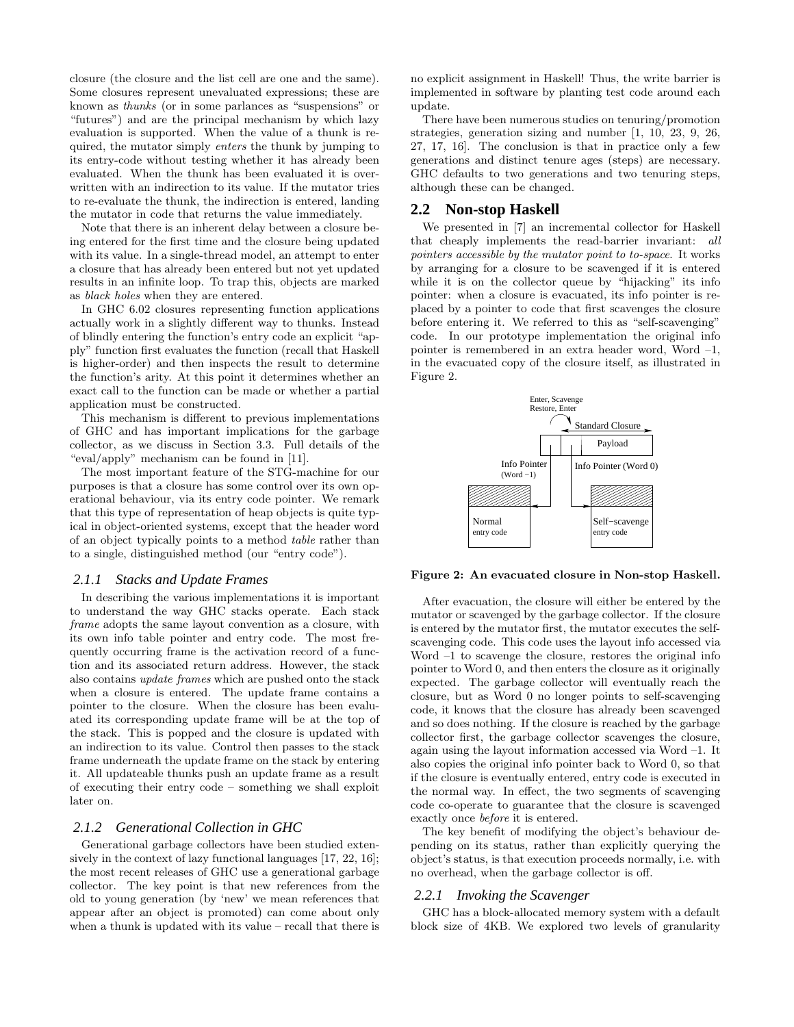closure (the closure and the list cell are one and the same). Some closures represent unevaluated expressions; these are known as *thunks* (or in some parlances as "suspensions" or "futures") and are the principal mechanism by which lazy evaluation is supported. When the value of a thunk is required, the mutator simply *enters* the thunk by jumping to its entry-code without testing whether it has already been evaluated. When the thunk has been evaluated it is overwritten with an indirection to its value. If the mutator tries to re-evaluate the thunk, the indirection is entered, landing the mutator in code that returns the value immediately.

Note that there is an inherent delay between a closure being entered for the first time and the closure being updated with its value. In a single-thread model, an attempt to enter a closure that has already been entered but not yet updated results in an infinite loop. To trap this, objects are marked as *black holes* when they are entered.

In GHC 6.02 closures representing function applications actually work in a slightly different way to thunks. Instead of blindly entering the function's entry code an explicit "apply" function first evaluates the function (recall that Haskell is higher-order) and then inspects the result to determine the function's arity. At this point it determines whether an exact call to the function can be made or whether a partial application must be constructed.

This mechanism is different to previous implementations of GHC and has important implications for the garbage collector, as we discuss in Section 3.3. Full details of the "eval/apply" mechanism can be found in [11].

The most important feature of the STG-machine for our purposes is that a closure has some control over its own operational behaviour, via its entry code pointer. We remark that this type of representation of heap objects is quite typical in object-oriented systems, except that the header word of an object typically points to a method *table* rather than to a single, distinguished method (our "entry code").

### 2.1.1 Stacks and Update Frames

In describing the various implementations it is important to understand the way GHC stacks operate. Each stack *frame* adopts the same layout convention as a closure, with its own info table pointer and entry code. The most frequently occurring frame is the activation record of a function and its associated return address. However, the stack also contains *update frames* which are pushed onto the stack when a closure is entered. The update frame contains a pointer to the closure. When the closure has been evaluated its corresponding update frame will be at the top of the stack. This is popped and the closure is updated with an indirection to its value. Control then passes to the stack frame underneath the update frame on the stack by entering it. All updateable thunks push an update frame as a result of executing their entry code – something we shall exploit later on.

### 2.1.2 Generational Collection in GHC

Generational garbage collectors have been studied extensively in the context of lazy functional languages [17, 22, 16]; the most recent releases of GHC use a generational garbage collector. The key point is that new references from the old to young generation (by 'new' we mean references that appear after an object is promoted) can come about only when a thunk is updated with its value – recall that there is no explicit assignment in Haskell! Thus, the write barrier is implemented in software by planting test code around each update.

There have been numerous studies on tenuring/promotion strategies, generation sizing and number [1, 10, 23, 9, 26, 27, 17, 16]. The conclusion is that in practice only a few generations and distinct tenure ages (steps) are necessary. GHC defaults to two generations and two tenuring steps, although these can be changed.

## 2.2 Non-stop Haskell

We presented in [7] an incremental collector for Haskell that cheaply implements the read-barrier invariant: *all pointers accessible by the mutator point to to-space*. It works by arranging for a closure to be scavenged if it is entered while it is on the collector queue by "hijacking" its info pointer: when a closure is evacuated, its info pointer is replaced by a pointer to code that first scavenges the closure before entering it. We referred to this as "self-scavenging" code. In our prototype implementation the original info pointer is remembered in an extra header word, Word –1, in the evacuated copy of the closure itself, as illustrated in Figure 2.

**Figure 2: An evacuated closure in Non-stop Haskell.**

After evacuation, the closure will either be entered by the mutator or scavenged by the garbage collector. If the closure is entered by the mutator first, the mutator executes the self-scavenging code. This code uses the layout info accessed via Word –1 to scavenge the closure, restores the original info pointer to Word 0, and then enters the closure as it originally expected. The garbage collector will eventually reach the closure, but as Word 0 no longer points to self-scavenging code, it knows that the closure has already been scavenged and so does nothing. If the closure is reached by the garbage collector first, the garbage collector scavenges the closure, again using the layout information accessed via Word –1. It also copies the original info pointer back to Word 0, so that if the closure is eventually entered, entry code is executed in the normal way. In effect, the two segments of scavenging code co-operate to guarantee that the closure is scavenged exactly once *before* it is entered.

The key benefit of modifying the object's behaviour depending on its status, rather than explicitly querying the object's status, is that execution proceeds normally, i.e. with no overhead, when the garbage collector is off.

### 2.2.1 Invoking the Scavenger

GHC has a block-allocated memory system with a default block size of 4KB. We explored two levels of granularity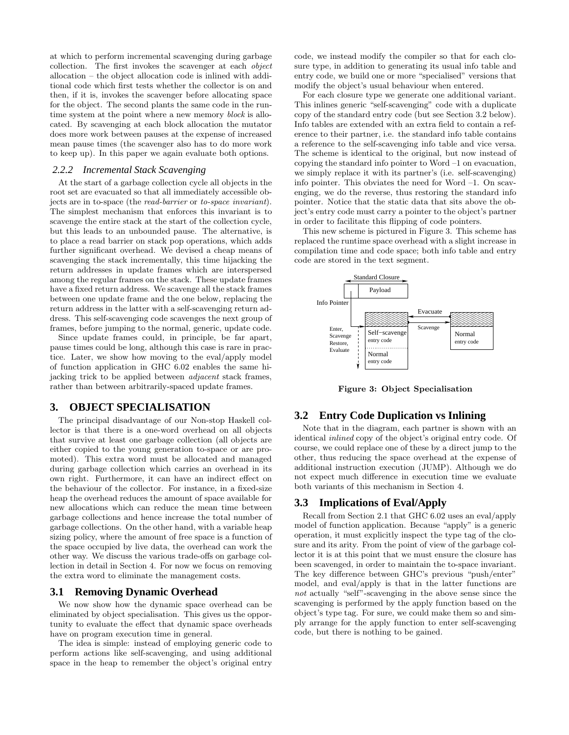at which to perform incremental scavenging during garbage collection. The first invokes the scavenger at each *object* allocation – the object allocation code is inlined with additional code which first tests whether the collector is on and then, if it is, invokes the scavenger before allocating space for the object. The second plants the same code in the runtime system at the point where a new memory *block* is allocated. By scavenging at each block allocation the mutator does more work between pauses at the expense of increased mean pause times (the scavenger also has to do more work to keep up). In this paper we again evaluate both options.

### 2.2.2 Incremental Stack Scavenging

At the start of a garbage collection cycle all objects in the root set are evacuated so that all immediately accessible objects are in to-space (the *read-barrier* or *to-space invariant*). The simplest mechanism that enforces this invariant is to scavenge the entire stack at the start of the collection cycle, but this leads to an unbounded pause. The alternative, is to place a read barrier on stack pop operations, which adds further significant overhead. We devised a cheap means of scavenging the stack incrementally, this time hijacking the return addresses in update frames which are interspersed among the regular frames on the stack. These update frames have a fixed return address. We scavenge all the stack frames between one update frame and the one below, replacing the return address in the latter with a self-scavenging return address. This self-scavenging code scavenges the next group of frames, before jumping to the normal, generic, update code.

Since update frames could, in principle, be far apart, pause times could be long, although this case is rare in practice. Later, we show how moving to the eval/apply model of function application in GHC 6.02 enables the same hijacking trick to be applied between *adjacent* stack frames, rather than between arbitrarily-spaced update frames.

## 3. OBJECT SPECIALISATION

The principal disadvantage of our Non-stop Haskell collector is that there is a one-word overhead on all objects that survive at least one garbage collection (all objects are either copied to the young generation to-space or are promoted). This extra word must be allocated and managed during garbage collection which carries an overhead in its own right. Furthermore, it can have an indirect effect on the behaviour of the collector. For instance, in a fixed-size heap the overhead reduces the amount of space available for new allocations which can reduce the mean time between garbage collections and hence increase the total number of garbage collections. On the other hand, with a variable heap sizing policy, where the amount of free space is a function of the space occupied by live data, the overhead can work the other way. We discuss the various trade-offs on garbage collection in detail in Section 4. For now we focus on removing the extra word to eliminate the management costs.

### 3.1 Removing Dynamic Overhead

We now show how the dynamic space overhead can be eliminated by object specialisation. This gives us the opportunity to evaluate the effect that dynamic space overheads have on program execution time in general.

The idea is simple: instead of employing generic code to perform actions like self-scavenging, and using additional space in the heap to remember the object's original entry code, we instead modify the compiler so that for each closure type, in addition to generating its usual info table and entry code, we build one or more "specialised" versions that modify the object's usual behaviour when entered.

For each closure type we generate one additional variant. This inlines generic "self-scavenging" code with a duplicate copy of the standard entry code (but see Section 3.2 below). Info tables are extended with an extra field to contain a reference to their partner, i.e. the standard info table contains a reference to the self-scavenging info table and vice versa. The scheme is identical to the original, but now instead of copying the standard info pointer to Word –1 on evacuation, we simply replace it with its partner's (i.e. self-scavenging) info pointer. This obviates the need for Word –1. On scavenging, we do the reverse, thus restoring the standard info pointer. Notice that the static data that sits above the object's entry code must carry a pointer to the object's partner in order to facilitate this flipping of code pointers.

This new scheme is pictured in Figure 3. This scheme has replaced the runtime space overhead with a slight increase in compilation time and code space; both info table and entry code are stored in the text segment.

**Figure 3: Object Specialisation**

### 3.2 Entry Code Duplication vs Inlining

Note that in the diagram, each partner is shown with an identical *inlined* copy of the object's original entry code. Of course, we could replace one of these by a direct jump to the other, thus reducing the space overhead at the expense of additional instruction execution (JUMP). Although we do not expect much difference in execution time we evaluate both variants of this mechanism in Section 4.

### 3.3 Implications of Eval/Apply

Recall from Section 2.1 that GHC 6.02 uses an eval/apply model of function application. Because "apply" is a generic operation, it must explicitly inspect the type tag of the closure and its arity. From the point of view of the garbage collector it is at this point that we must ensure the closure has been scavenged, in order to maintain the to-space invariant. The key difference between GHC's previous "push/enter" model, and eval/apply is that in the latter functions are *not* actually "self"-scavenging in the above sense since the scavenging is performed by the apply function based on the object's type tag. For sure, we could make them so and simply arrange for the apply function to enter self-scavenging code, but there is nothing to be gained.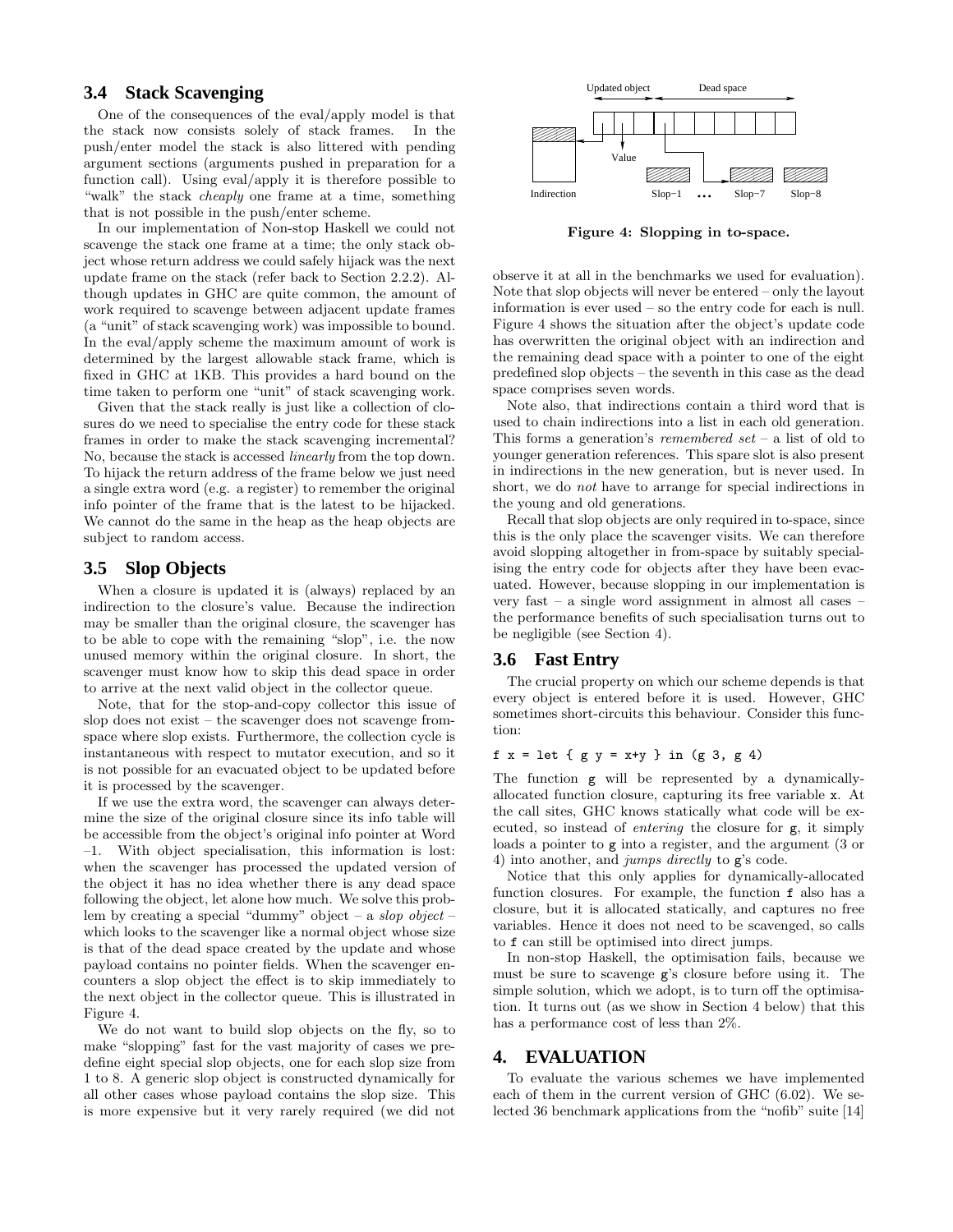### 3.4 Stack Scavenging

One of the consequences of the eval/apply model is that the stack now consists solely of stack frames. In the push/enter model the stack is also littered with pending argument sections (arguments pushed in preparation for a function call). Using eval/apply it is therefore possible to "walk" the stack *cheaply* one frame at a time, something that is not possible in the push/enter scheme.

In our implementation of Non-stop Haskell we could not scavenge the stack one frame at a time; the only stack object whose return address we could safely hijack was the next update frame on the stack (refer back to Section 2.2.2). Although updates in GHC are quite common, the amount of work required to scavenge between adjacent update frames (a "unit" of stack scavenging work) was impossible to bound. In the eval/apply scheme the maximum amount of work is determined by the largest allowable stack frame, which is fixed in GHC at 1KB. This provides a hard bound on the time taken to perform one "unit" of stack scavenging work.

Given that the stack really is just like a collection of closures do we need to specialise the entry code for these stack frames in order to make the stack scavenging incremental? No, because the stack is accessed *linearly* from the top down. To hijack the return address of the frame below we just need a single extra word (e.g. a register) to remember the original info pointer of the frame that is the latest to be hijacked. We cannot do the same in the heap as the heap objects are subject to random access.

### 3.5 Slop Objects

When a closure is updated it is (always) replaced by an indirection to the closure's value. Because the indirection may be smaller than the original closure, the scavenger has to be able to cope with the remaining "slop", i.e. the now unused memory within the original closure. In short, the scavenger must know how to skip this dead space in order to arrive at the next valid object in the collector queue.

Note, that for the stop-and-copy collector this issue of slop does not exist – the scavenger does not scavenge from-space where slop exists. Furthermore, the collection cycle is instantaneous with respect to mutator execution, and so it is not possible for an evacuated object to be updated before it is processed by the scavenger.

If we use the extra word, the scavenger can always determine the size of the original closure since its info table will be accessible from the object's original info pointer at Word –1. With object specialisation, this information is lost: when the scavenger has processed the updated version of the object it has no idea whether there is any dead space following the object, let alone how much. We solve this problem by creating a special "dummy" object – a *slop object* – which looks to the scavenger like a normal object whose size is that of the dead space created by the update and whose payload contains no pointer fields. When the scavenger encounters a slop object the effect is to skip immediately to the next object in the collector queue. This is illustrated in Figure 4.

We do not want to build slop objects on the fly, so to make "slopping" fast for the vast majority of cases we predefine eight special slop objects, one for each slop size from 1 to 8. A generic slop object is constructed dynamically for all other cases whose payload contains the slop size. This is more expensive but it very rarely required (we did not observe it at all in the benchmarks we used for evaluation). Note that slop objects will never be entered – only the layout information is ever used – so the entry code for each is null. Figure 4 shows the situation after the object's update code has overwritten the original object with an indirection and the remaining dead space with a pointer to one of the eight predefined slop objects – the seventh in this case as the dead space comprises seven words.

Updated object — Dead space — Value — Indirection — Slop−1 ... Slop−7 — Slop−8

**Figure 4: Slopping in to-space.**

Note also, that indirections contain a third word that is used to chain indirections into a list in each old generation. This forms a generation's *remembered set* – a list of old to younger generation references. This spare slot is also present in indirections in the new generation, but is never used. In short, we do *not* have to arrange for special indirections in the young and old generations.

Recall that slop objects are only required in to-space, since this is the only place the scavenger visits. We can therefore avoid slopping altogether in from-space by suitably specialising the entry code for objects after they have been evacuated. However, because slopping in our implementation is very fast – a single word assignment in almost all cases – the performance benefits of such specialisation turns out to be negligible (see Section 4).

### 3.6 Fast Entry

The crucial property on which our scheme depends is that every object is entered before it is used. However, GHC sometimes short-circuits this behaviour. Consider this function:

```
f x = let { g y = x+y } in (g 3, g 4)
```

The function `g` will be represented by a dynamically-allocated function closure, capturing its free variable `x`. At the call sites, GHC knows statically what code will be executed, so instead of *entering* the closure for `g`, it simply loads a pointer to `g` into a register, and the argument (3 or 4) into another, and *jumps directly* to `g`'s code.

Notice that this only applies for dynamically-allocated function closures. For example, the function `f` also has a closure, but it is allocated statically, and captures no free variables. Hence it does not need to be scavenged, so calls to `f` can still be optimised into direct jumps.

In non-stop Haskell, the optimisation fails, because we must be sure to scavenge `g`'s closure before using it. The simple solution, which we adopt, is to turn off the optimisation. It turns out (as we show in Section 4 below) that this has a performance cost of less than 2%.

## 4. EVALUATION

To evaluate the various schemes we have implemented each of them in the current version of GHC (6.02). We selected 36 benchmark applications from the "nofib" suite [14]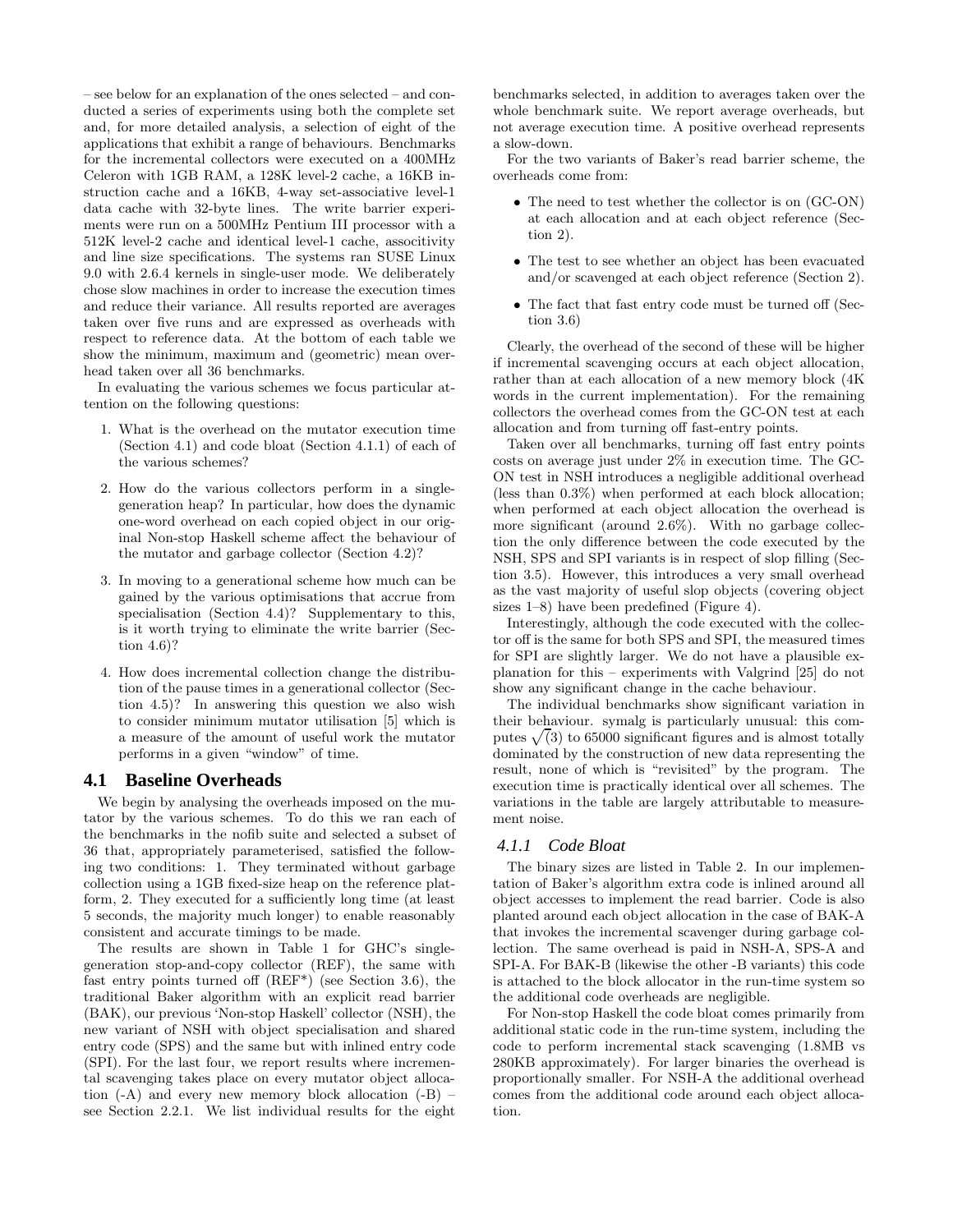– see below for an explanation of the ones selected – and conducted a series of experiments using both the complete set and, for more detailed analysis, a selection of eight of the applications that exhibit a range of behaviours. Benchmarks for the incremental collectors were executed on a 400MHz Celeron with 1GB RAM, a 128K level-2 cache, a 16KB instruction cache and a 16KB, 4-way set-associative level-1 data cache with 32-byte lines. The write barrier experiments were run on a 500MHz Pentium III processor with a 512K level-2 cache and identical level-1 cache, associtivity and line size specifications. The systems ran SUSE Linux 9.0 with 2.6.4 kernels in single-user mode. We deliberately chose slow machines in order to increase the execution times and reduce their variance. All results reported are averages taken over five runs and are expressed as overheads with respect to reference data. At the bottom of each table we show the minimum, maximum and (geometric) mean overhead taken over all 36 benchmarks.

In evaluating the various schemes we focus particular attention on the following questions:

1. What is the overhead on the mutator execution time (Section 4.1) and code bloat (Section 4.1.1) of each of the various schemes?
2. How do the various collectors perform in a single-generation heap? In particular, how does the dynamic one-word overhead on each copied object in our original Non-stop Haskell scheme affect the behaviour of the mutator and garbage collector (Section 4.2)?
3. In moving to a generational scheme how much can be gained by the various optimisations that accrue from specialisation (Section 4.4)? Supplementary to this, is it worth trying to eliminate the write barrier (Section 4.6)?
4. How does incremental collection change the distribution of the pause times in a generational collector (Section 4.5)? In answering this question we also wish to consider minimum mutator utilisation [5] which is a measure of the amount of useful work the mutator performs in a given "window" of time.

## 4.1 Baseline Overheads

We begin by analysing the overheads imposed on the mutator by the various schemes. To do this we ran each of the benchmarks in the nofib suite and selected a subset of 36 that, appropriately parameterised, satisfied the following two conditions: 1. They terminated without garbage collection using a 1GB fixed-size heap on the reference platform, 2. They executed for a sufficiently long time (at least 5 seconds, the majority much longer) to enable reasonably consistent and accurate timings to be made.

The results are shown in Table 1 for GHC's single-generation stop-and-copy collector (REF), the same with fast entry points turned off (REF*) (see Section 3.6), the traditional Baker algorithm with an explicit read barrier (BAK), our previous 'Non-stop Haskell' collector (NSH), the new variant of NSH with object specialisation and shared entry code (SPS) and the same but with inlined entry code (SPI). For the last four, we report results where incremental scavenging takes place on every mutator object allocation (-A) and every new memory block allocation (-B) – see Section 2.2.1. We list individual results for the eight benchmarks selected, in addition to averages taken over the whole benchmark suite. We report average overheads, but not average execution time. A positive overhead represents a slow-down.

For the two variants of Baker's read barrier scheme, the overheads come from:

- The need to test whether the collector is on (GC-ON) at each allocation and at each object reference (Section 2).
- The test to see whether an object has been evacuated and/or scavenged at each object reference (Section 2).
- The fact that fast entry code must be turned off (Section 3.6)

Clearly, the overhead of the second of these will be higher if incremental scavenging occurs at each object allocation, rather than at each allocation of a new memory block (4K words in the current implementation). For the remaining collectors the overhead comes from the GC-ON test at each allocation and from turning off fast-entry points.

Taken over all benchmarks, turning off fast entry points costs on average just under 2% in execution time. The GC-ON test in NSH introduces a negligible additional overhead (less than 0.3%) when performed at each block allocation; when performed at each object allocation the overhead is more significant (around 2.6%). With no garbage collection the only difference between the code executed by the NSH, SPS and SPI variants is in respect of slop filling (Section 3.5). However, this introduces a very small overhead as the vast majority of useful slop objects (covering object sizes 1–8) have been predefined (Figure 4).

Interestingly, although the code executed with the collector off is the same for both SPS and SPI, the measured times for SPI are slightly larger. We do not have a plausible explanation for this – experiments with Valgrind [25] do not show any significant change in the cache behaviour.

The individual benchmarks show significant variation in their behaviour. symalg is particularly unusual: this computes $\sqrt(3)$ to 65000 significant figures and is almost totally dominated by the construction of new data representing the result, none of which is "revisited" by the program. The execution time is practically identical over all schemes. The variations in the table are largely attributable to measurement noise.

### 4.1.1 Code Bloat

The binary sizes are listed in Table 2. In our implementation of Baker's algorithm extra code is inlined around all object accesses to implement the read barrier. Code is also planted around each object allocation in the case of BAK-A that invokes the incremental scavenger during garbage collection. The same overhead is paid in NSH-A, SPS-A and SPI-A. For BAK-B (likewise the other -B variants) this code is attached to the block allocator in the run-time system so the additional code overheads are negligible.

For Non-stop Haskell the code bloat comes primarily from additional static code in the run-time system, including the code to perform incremental stack scavenging (1.8MB vs 280KB approximately). For larger binaries the overhead is proportionally smaller. For NSH-A the additional overhead comes from the additional code around each object allocation.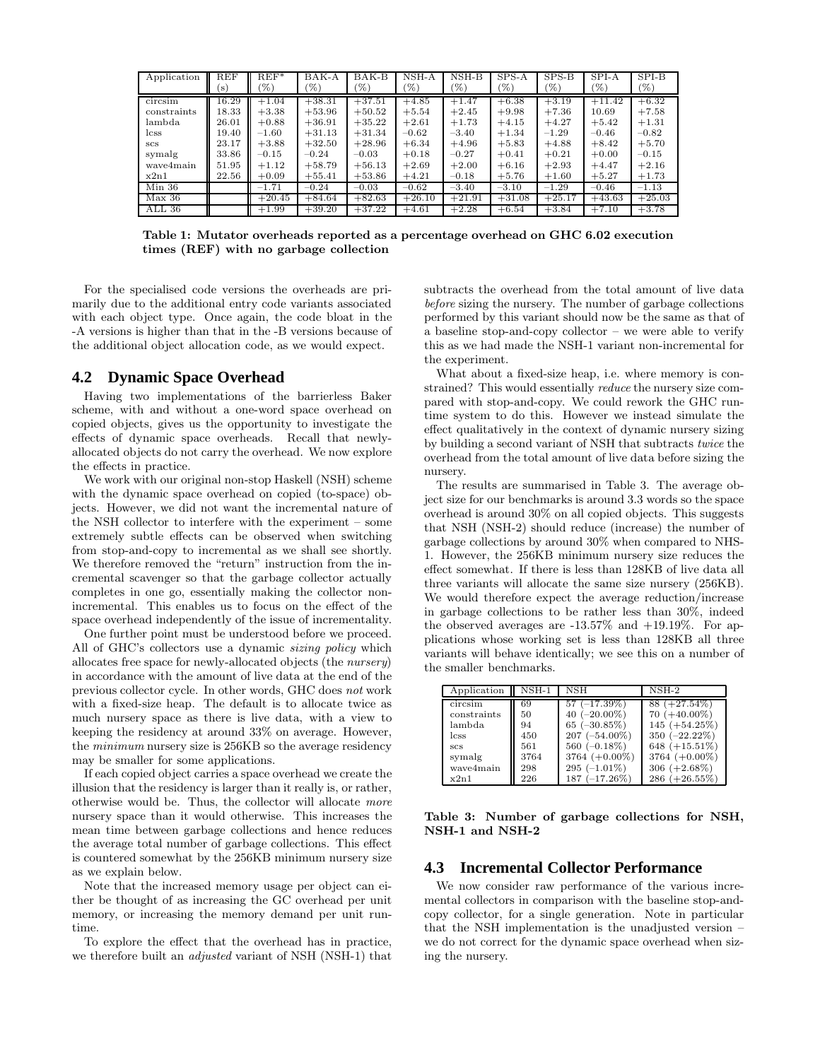| Application | REF (s) | REF* (%) | BAK-A (%) | BAK-B (%) | NSH-A (%) | NSH-B (%) | SPS-A (%) | SPS-B (%) | SPI-A (%) | SPI-B (%) |
|---|---|---|---|---|---|---|---|---|---|---|
| circsim | 16.29 | +1.04 | +38.31 | +37.51 | +4.85 | +1.47 | +6.38 | +3.19 | +11.42 | +6.32 |
| constraints | 18.33 | +3.38 | +53.96 | +50.52 | +5.54 | +2.45 | +9.98 | +7.36 | 10.69 | +7.58 |
| lambda | 26.01 | +0.88 | +36.91 | +35.22 | +2.61 | +1.73 | +4.15 | +4.27 | +5.42 | +1.31 |
| lcss | 19.40 | −1.60 | +31.13 | +31.34 | −0.62 | −3.40 | +1.34 | −1.29 | −0.46 | −0.82 |
| scs | 23.17 | +3.88 | +32.50 | +28.96 | +6.34 | +4.96 | +5.83 | +4.88 | +8.42 | +5.70 |
| symalg | 33.86 | −0.15 | −0.24 | −0.03 | +0.18 | −0.27 | +0.41 | +0.21 | +0.00 | −0.15 |
| wave4main | 51.95 | +1.12 | +58.79 | +56.13 | +2.69 | +2.00 | +6.16 | +2.93 | +4.47 | +2.16 |
| x2n1 | 22.56 | +0.09 | +55.41 | +53.86 | +4.21 | −0.18 | +5.76 | +1.60 | +5.27 | +1.73 |
| Min 36 | | −1.71 | −0.24 | −0.03 | −0.62 | −3.40 | −3.10 | −1.29 | −0.46 | −1.13 |
| Max 36 | | +20.45 | +84.64 | +82.63 | +26.10 | +21.91 | +31.08 | +25.17 | +43.63 | +25.03 |
| ALL 36 | | +1.99 | +39.20 | +37.22 | +4.61 | +2.28 | +6.54 | +3.84 | +7.10 | +3.78 |

**Table 1: Mutator overheads reported as a percentage overhead on GHC 6.02 execution times (REF) with no garbage collection**

For the specialised code versions the overheads are primarily due to the additional entry code variants associated with each object type. Once again, the code bloat in the -A versions is higher than that in the -B versions because of the additional object allocation code, as we would expect.

## 4.2 Dynamic Space Overhead

Having two implementations of the barrierless Baker scheme, with and without a one-word space overhead on copied objects, gives us the opportunity to investigate the effects of dynamic space overheads. Recall that newly-allocated objects do not carry the overhead. We now explore the effects in practice.

We work with our original non-stop Haskell (NSH) scheme with the dynamic space overhead on copied (to-space) objects. However, we did not want the incremental nature of the NSH collector to interfere with the experiment – some extremely subtle effects can be observed when switching from stop-and-copy to incremental as we shall see shortly. We therefore removed the "return" instruction from the incremental scavenger so that the garbage collector actually completes in one go, essentially making the collector non-incremental. This enables us to focus on the effect of the space overhead independently of the issue of incrementality.

One further point must be understood before we proceed. All of GHC's collectors use a dynamic *sizing policy* which allocates free space for newly-allocated objects (the *nursery*) in accordance with the amount of live data at the end of the previous collector cycle. In other words, GHC does *not* work with a fixed-size heap. The default is to allocate twice as much nursery space as there is live data, with a view to keeping the residency at around 33% on average. However, the *minimum* nursery size is 256KB so the average residency may be smaller for some applications.

If each copied object carries a space overhead we create the illusion that the residency is larger than it really is, or rather, otherwise would be. Thus, the collector will allocate *more* nursery space than it would otherwise. This increases the mean time between garbage collections and hence reduces the average total number of garbage collections. This effect is countered somewhat by the 256KB minimum nursery size as we explain below.

Note that the increased memory usage per object can either be thought of as increasing the GC overhead per unit memory, or increasing the memory demand per unit runtime.

To explore the effect that the overhead has in practice, we therefore built an *adjusted* variant of NSH (NSH-1) that subtracts the overhead from the total amount of live data *before* sizing the nursery. The number of garbage collections performed by this variant should now be the same as that of a baseline stop-and-copy collector – we were able to verify this as we had made the NSH-1 variant non-incremental for the experiment.

What about a fixed-size heap, i.e. where memory is constrained? This would essentially *reduce* the nursery size compared with stop-and-copy. We could rework the GHC runtime system to do this. However we instead simulate the effect qualitatively in the context of dynamic nursery sizing by building a second variant of NSH that subtracts *twice* the overhead from the total amount of live data before sizing the nursery.

The results are summarised in Table 3. The average object size for our benchmarks is around 3.3 words so the space overhead is around 30% on all copied objects. This suggests that NSH (NSH-2) should reduce (increase) the number of garbage collections by around 30% when compared to NHS-1. However, the 256KB minimum nursery size reduces the effect somewhat. If there is less than 128KB of live data all three variants will allocate the same size nursery (256KB). We would therefore expect the average reduction/increase in garbage collections to be rather less than 30%, indeed the observed averages are -13.57% and +19.19%. For applications whose working set is less than 128KB all three variants will behave identically; we see this on a number of the smaller benchmarks.

| Application | NSH-1 | NSH | NSH-2 |
|---|---|---|---|
| circsim | 69 | 57 (−17.39%) | 88 (+27.54%) |
| constraints | 50 | 40 (−20.00%) | 70 (+40.00%) |
| lambda | 94 | 65 (−30.85%) | 145 (+54.25%) |
| lcss | 450 | 207 (−54.00%) | 350 (−22.22%) |
| scs | 561 | 560 (−0.18%) | 648 (+15.51%) |
| symalg | 3764 | 3764 (+0.00%) | 3764 (+0.00%) |
| wave4main | 298 | 295 (−1.01%) | 306 (+2.68%) |
| x2n1 | 226 | 187 (−17.26%) | 286 (+26.55%) |

**Table 3: Number of garbage collections for NSH, NSH-1 and NSH-2**

## 4.3 Incremental Collector Performance

We now consider raw performance of the various incremental collectors in comparison with the baseline stop-and-copy collector, for a single generation. Note in particular that the NSH implementation is the unadjusted version – we do not correct for the dynamic space overhead when sizing the nursery.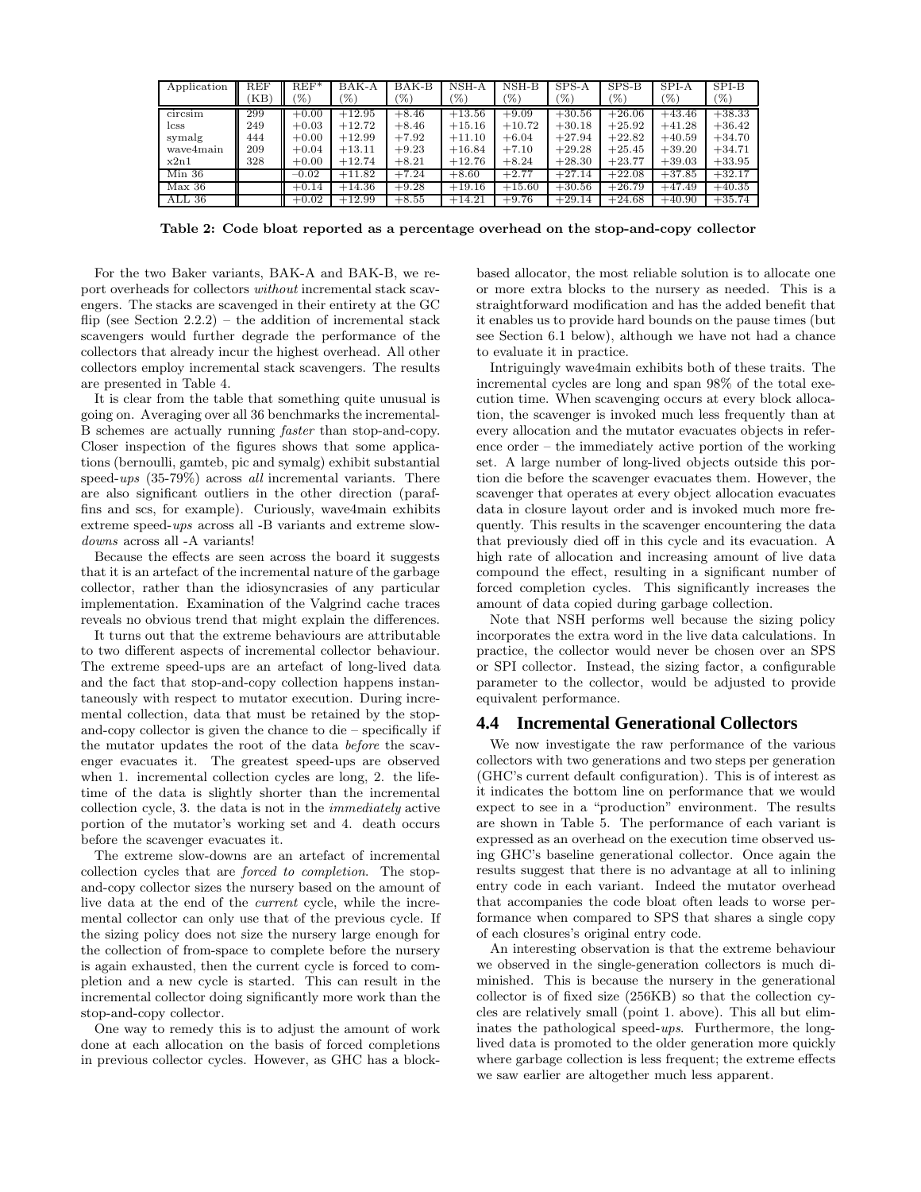| Application | REF (KB) | REF* (%) | BAK-A (%) | BAK-B (%) | NSH-A (%) | NSH-B (%) | SPS-A (%) | SPS-B (%) | SPI-A (%) | SPI-B (%) |
|---|---|---|---|---|---|---|---|---|---|---|
| circsim | 299 | +0.00 | +12.95 | +8.46 | +13.56 | +9.09 | +30.56 | +26.06 | +43.46 | +38.33 |
| lcss | 249 | +0.03 | +12.72 | +8.46 | +15.16 | +10.72 | +30.18 | +25.92 | +41.28 | +36.42 |
| symalg | 444 | +0.00 | +12.99 | +7.92 | +11.10 | +6.04 | +27.94 | +22.82 | +40.59 | +34.70 |
| wave4main | 209 | +0.04 | +13.11 | +9.23 | +16.84 | +7.10 | +29.28 | +25.45 | +39.20 | +34.71 |
| x2n1 | 328 | +0.00 | +12.74 | +8.21 | +12.76 | +8.24 | +28.30 | +23.77 | +39.03 | +33.95 |
| Min 36 | | −0.02 | +11.82 | +7.24 | +8.60 | +2.77 | +27.14 | +22.08 | +37.85 | +32.17 |
| Max 36 | | +0.14 | +14.36 | +9.28 | +19.16 | +15.60 | +30.56 | +26.79 | +47.49 | +40.35 |
| ALL 36 | | +0.02 | +12.99 | +8.55 | +14.21 | +9.76 | +29.14 | +24.68 | +40.90 | +35.74 |

**Table 2: Code bloat reported as a percentage overhead on the stop-and-copy collector**

For the two Baker variants, BAK-A and BAK-B, we report overheads for collectors *without* incremental stack scavengers. The stacks are scavenged in their entirety at the GC flip (see Section 2.2.2) – the addition of incremental stack scavengers would further degrade the performance of the collectors that already incur the highest overhead. All other collectors employ incremental stack scavengers. The results are presented in Table 4.

It is clear from the table that something quite unusual is going on. Averaging over all 36 benchmarks the incremental-B schemes are actually running *faster* than stop-and-copy. Closer inspection of the figures shows that some applications (bernoulli, gamteb, pic and symalg) exhibit substantial speed-*ups* (35-79%) across *all* incremental variants. There are also significant outliers in the other direction (paraffins and scs, for example). Curiously, wave4main exhibits extreme speed-*ups* across all -B variants and extreme slow-*downs* across all -A variants!

Because the effects are seen across the board it suggests that it is an artefact of the incremental nature of the garbage collector, rather than the idiosyncrasies of any particular implementation. Examination of the Valgrind cache traces reveals no obvious trend that might explain the differences.

It turns out that the extreme behaviours are attributable to two different aspects of incremental collector behaviour. The extreme speed-ups are an artefact of long-lived data and the fact that stop-and-copy collection happens instantaneously with respect to mutator execution. During incremental collection, data that must be retained by the stop-and-copy collector is given the chance to die – specifically if the mutator updates the root of the data *before* the scavenger evacuates it. The greatest speed-ups are observed when 1. incremental collection cycles are long, 2. the lifetime of the data is slightly shorter than the incremental collection cycle, 3. the data is not in the *immediately* active portion of the mutator's working set and 4. death occurs before the scavenger evacuates it.

The extreme slow-downs are an artefact of incremental collection cycles that are *forced to completion*. The stop-and-copy collector sizes the nursery based on the amount of live data at the end of the *current* cycle, while the incremental collector can only use that of the previous cycle. If the sizing policy does not size the nursery large enough for the collection of from-space to complete before the nursery is again exhausted, then the current cycle is forced to completion and a new cycle is started. This can result in the incremental collector doing significantly more work than the stop-and-copy collector.

One way to remedy this is to adjust the amount of work done at each allocation on the basis of forced completions in previous collector cycles. However, as GHC has a block-based allocator, the most reliable solution is to allocate one or more extra blocks to the nursery as needed. This is a straightforward modification and has the added benefit that it enables us to provide hard bounds on the pause times (but see Section 6.1 below), although we have not had a chance to evaluate it in practice.

Intriguingly wave4main exhibits both of these traits. The incremental cycles are long and span 98% of the total execution time. When scavenging occurs at every block allocation, the scavenger is invoked much less frequently than at every allocation and the mutator evacuates objects in reference order – the immediately active portion of the working set. A large number of long-lived objects outside this portion die before the scavenger evacuates them. However, the scavenger that operates at every object allocation evacuates data in closure layout order and is invoked much more frequently. This results in the scavenger encountering the data that previously died off in this cycle and its evacuation. A high rate of allocation and increasing amount of live data compound the effect, resulting in a significant number of forced completion cycles. This significantly increases the amount of data copied during garbage collection.

Note that NSH performs well because the sizing policy incorporates the extra word in the live data calculations. In practice, the collector would never be chosen over an SPS or SPI collector. Instead, the sizing factor, a configurable parameter to the collector, would be adjusted to provide equivalent performance.

## 4.4 Incremental Generational Collectors

We now investigate the raw performance of the various collectors with two generations and two steps per generation (GHC's current default configuration). This is of interest as it indicates the bottom line on performance that we would expect to see in a "production" environment. The results are shown in Table 5. The performance of each variant is expressed as an overhead on the execution time observed using GHC's baseline generational collector. Once again the results suggest that there is no advantage at all to inlining entry code in each variant. Indeed the mutator overhead that accompanies the code bloat often leads to worse performance when compared to SPS that shares a single copy of each closures's original entry code.

An interesting observation is that the extreme behaviour we observed in the single-generation collectors is much diminished. This is because the nursery in the generational collector is of fixed size (256KB) so that the collection cycles are relatively small (point 1. above). This all but eliminates the pathological speed-*ups*. Furthermore, the long-lived data is promoted to the older generation more quickly where garbage collection is less frequent; the extreme effects we saw earlier are altogether much less apparent.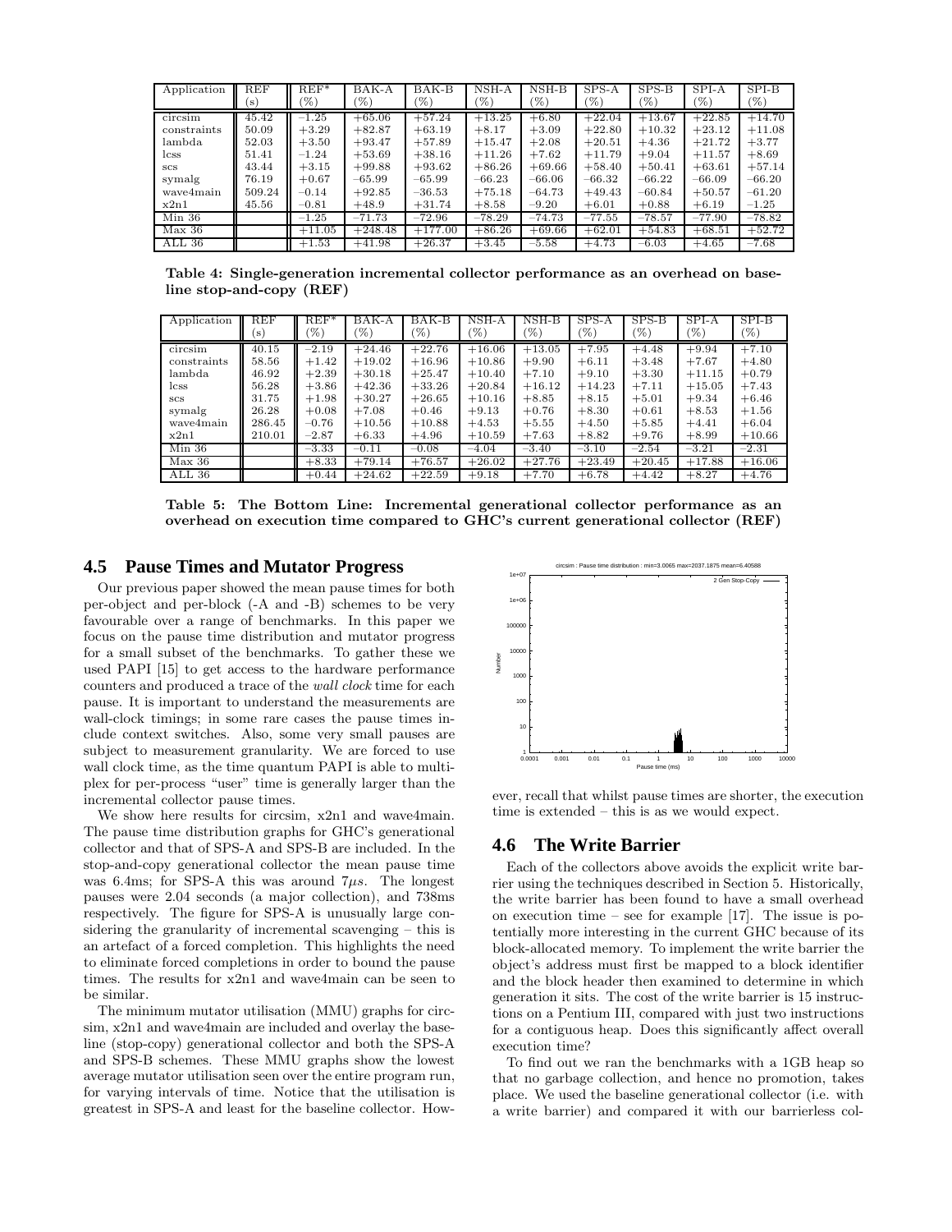| Application | REF (s) | REF* (%) | BAK-A (%) | BAK-B (%) | NSH-A (%) | NSH-B (%) | SPS-A (%) | SPS-B (%) | SPI-A (%) | SPI-B (%) |
|---|---|---|---|---|---|---|---|---|---|---|
| circsim | 45.42 | −1.25 | +65.06 | +57.24 | +13.25 | +6.80 | +22.04 | +13.67 | +22.85 | +14.70 |
| constraints | 50.09 | +3.29 | +82.87 | +63.19 | +8.17 | +3.09 | +22.80 | +10.32 | +23.12 | +11.08 |
| lambda | 52.03 | +3.50 | +93.47 | +57.89 | +15.47 | +2.08 | +20.51 | +4.36 | +21.72 | +3.77 |
| lcss | 51.41 | −1.24 | +53.69 | +38.16 | +11.26 | +7.62 | +11.79 | +9.04 | +11.57 | +8.69 |
| scs | 43.44 | +3.15 | +99.88 | +93.62 | +86.26 | +69.66 | +58.40 | +50.41 | +63.61 | +57.14 |
| symalg | 76.19 | +0.67 | −65.99 | −65.99 | −66.23 | −66.06 | −66.32 | −66.22 | −66.09 | −66.20 |
| wave4main | 509.24 | −0.14 | +92.85 | −36.53 | +75.18 | −64.73 | +49.43 | −60.84 | +50.57 | −61.20 |
| x2n1 | 45.56 | −0.81 | +48.9 | +31.74 | +8.58 | −9.20 | +6.01 | +0.88 | +6.19 | −1.25 |
| Min 36 | | −1.25 | −71.73 | −72.96 | −78.29 | −74.73 | −77.55 | −78.57 | −77.90 | −78.82 |
| Max 36 | | +11.05 | +248.48 | +177.00 | +86.26 | +69.66 | +62.01 | +54.83 | +68.51 | +52.72 |
| ALL 36 | | +1.53 | +41.98 | +26.37 | +3.45 | −5.58 | +4.73 | −6.03 | +4.65 | −7.68 |

**Table 4: Single-generation incremental collector performance as an overhead on baseline stop-and-copy (REF)**

| Application | REF (s) | REF* (%) | BAK-A (%) | BAK-B (%) | NSH-A (%) | NSH-B (%) | SPS-A (%) | SPS-B (%) | SPI-A (%) | SPI-B (%) |
|---|---|---|---|---|---|---|---|---|---|---|
| circsim | 40.15 | −2.19 | +24.46 | +22.76 | +16.06 | +13.05 | +7.95 | +4.48 | +9.94 | +7.10 |
| constraints | 58.56 | +1.42 | +19.02 | +16.96 | +10.86 | +9.90 | +6.11 | +3.48 | +7.67 | +4.80 |
| lambda | 46.92 | +2.39 | +30.18 | +25.47 | +10.40 | +7.10 | +9.10 | +3.30 | +11.15 | +0.79 |
| lcss | 56.28 | +3.86 | +42.36 | +33.26 | +20.84 | +16.12 | +14.23 | +7.11 | +15.05 | +7.43 |
| scs | 31.75 | +1.98 | +30.27 | +26.65 | +10.16 | +8.85 | +8.15 | +5.01 | +9.34 | +6.46 |
| symalg | 26.28 | +0.08 | +7.08 | +0.46 | +9.13 | +0.76 | +8.30 | +0.61 | +8.53 | +1.56 |
| wave4main | 286.45 | −0.76 | +10.56 | +10.88 | +4.53 | +5.55 | +4.50 | +5.85 | +4.41 | +6.04 |
| x2n1 | 210.01 | −2.87 | +6.33 | +4.96 | +10.59 | +7.63 | +8.82 | +9.76 | +8.99 | +10.66 |
| Min 36 | | −3.33 | −0.11 | −0.08 | −4.04 | −3.40 | −3.10 | −2.54 | −3.21 | −2.31 |
| Max 36 | | +8.33 | +79.14 | +76.57 | +26.02 | +27.76 | +23.49 | +20.45 | +17.88 | +16.06 |
| ALL 36 | | +0.44 | +24.62 | +22.59 | +9.18 | +7.70 | +6.78 | +4.42 | +8.27 | +4.76 |

**Table 5: The Bottom Line: Incremental generational collector performance as an overhead on execution time compared to GHC's current generational collector (REF)**

## 4.5 Pause Times and Mutator Progress

Our previous paper showed the mean pause times for both per-object and per-block (-A and -B) schemes to be very favourable over a range of benchmarks. In this paper we focus on the pause time distribution and mutator progress for a small subset of the benchmarks. To gather these we used PAPI [15] to get access to the hardware performance counters and produced a trace of the *wall clock* time for each pause. It is important to understand the measurements are wall-clock timings; in some rare cases the pause times include context switches. Also, some very small pauses are subject to measurement granularity. We are forced to use wall clock time, as the time quantum PAPI is able to multiplex for per-process "user" time is generally larger than the incremental collector pause times.

We show here results for circsim, x2n1 and wave4main. The pause time distribution graphs for GHC's generational collector and that of SPS-A and SPS-B are included. In the stop-and-copy generational collector the mean pause time was 6.4ms; for SPS-A this was around $7\mu s$. The longest pauses were 2.04 seconds (a major collection), and 738ms respectively. The figure for SPS-A is unusually large considering the granularity of incremental scavenging – this is an artefact of a forced completion. This highlights the need to eliminate forced completions in order to bound the pause times. The results for x2n1 and wave4main can be seen to be similar.

The minimum mutator utilisation (MMU) graphs for circsim, x2n1 and wave4main are included and overlay the baseline (stop-copy) generational collector and both the SPS-A and SPS-B schemes. These MMU graphs show the lowest average mutator utilisation seen over the entire program run, for varying intervals of time. Notice that the utilisation is greatest in SPS-A and least for the baseline collector. However, recall that whilst pause times are shorter, the execution time is extended – this is as we would expect.

## 4.6 The Write Barrier

Each of the collectors above avoids the explicit write barrier using the techniques described in Section 5. Historically, the write barrier has been found to have a small overhead on execution time – see for example [17]. The issue is potentially more interesting in the current GHC because of its block-allocated memory. To implement the write barrier the object's address must first be mapped to a block identifier and the block header then examined to determine in which generation it sits. The cost of the write barrier is 15 instructions on a Pentium III, compared with just two instructions for a contiguous heap. Does this significantly affect overall execution time?

To find out we ran the benchmarks with a 1GB heap so that no garbage collection, and hence no promotion, takes place. We used the baseline generational collector (i.e. with a write barrier) and compared it with our barrierless col-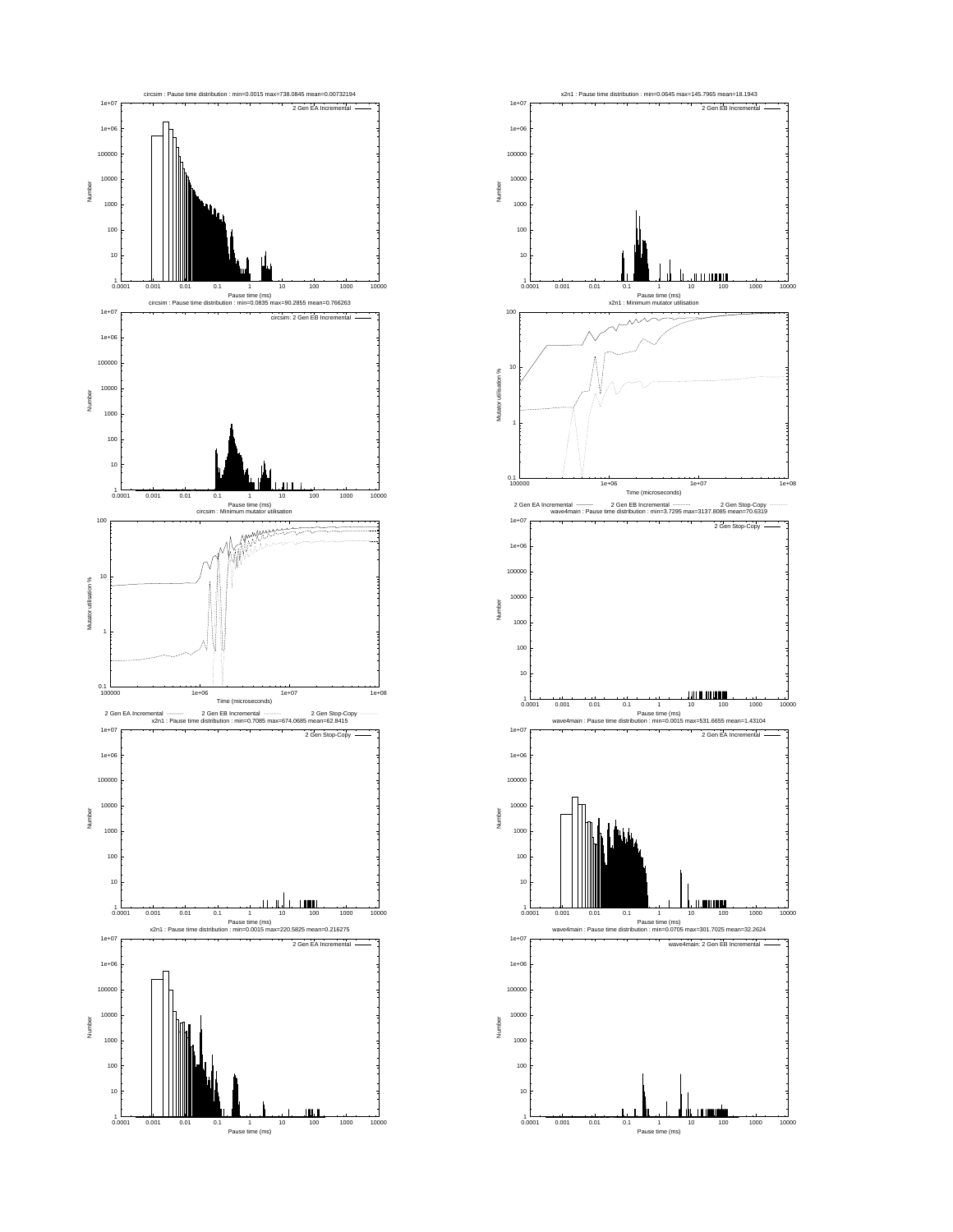circsim : Pause time distribution : min=0.0015 max=738.0845 mean=0.00732194

circsim : Pause time distribution : min=0.0835 max=90.2855 mean=0.766263

circsim : Minimum mutator utilisation

x2n1 : Pause time distribution : min=0.7085 max=674.0685 mean=62.8415

x2n1 : Pause time distribution : min=0.0015 max=220.5825 mean=0.216275

x2n1 : Pause time distribution : min=0.0645 max=145.7965 mean=18.1943

x2n1 : Minimum mutator utilisation

wave4main : Pause time distribution : min=3.7295 max=3137.8085 mean=70.6319

wave4main : Pause time distribution : min=0.0015 max=531.6655 mean=1.43104

wave4main : Pause time distribution : min=0.0705 max=301.7025 mean=32.2624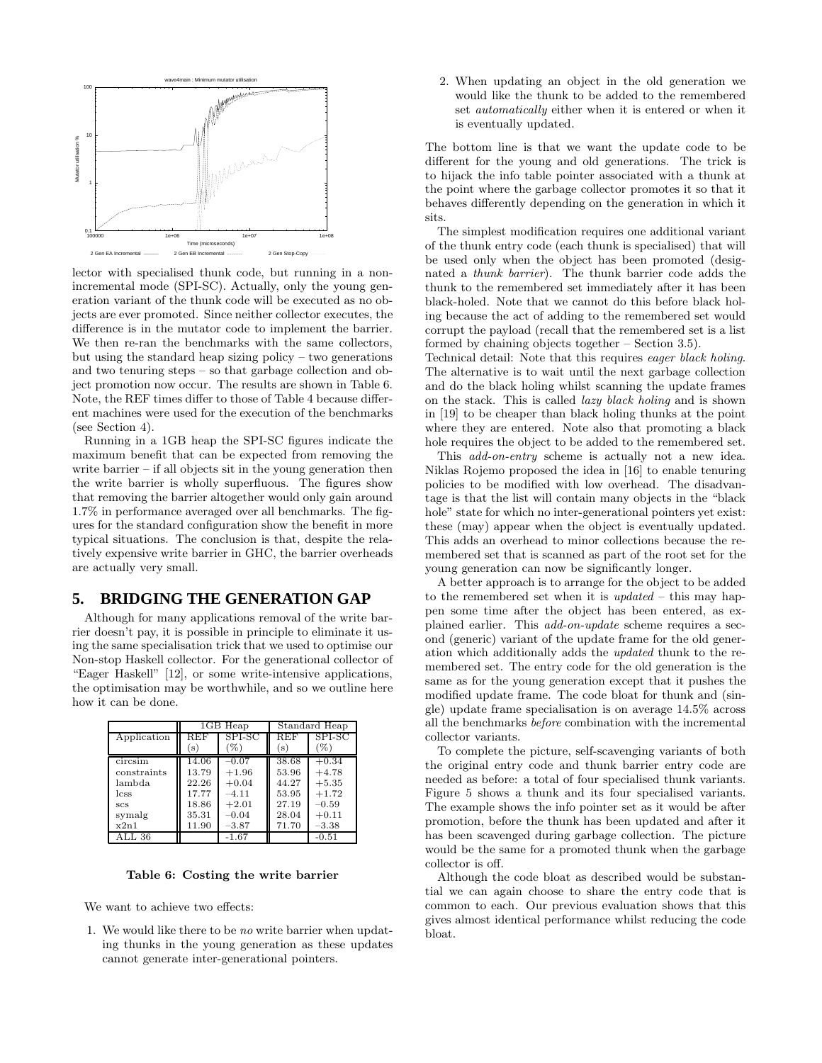lector with specialised thunk code, but running in a non-incremental mode (SPI-SC). Actually, only the young generation variant of the thunk code will be executed as no objects are ever promoted. Since neither collector executes, the difference is in the mutator code to implement the barrier. We then re-ran the benchmarks with the same collectors, but using the standard heap sizing policy – two generations and two tenuring steps – so that garbage collection and object promotion now occur. The results are shown in Table 6. Note, the REF times differ to those of Table 4 because different machines were used for the execution of the benchmarks (see Section 4).

Running in a 1GB heap the SPI-SC figures indicate the maximum benefit that can be expected from removing the write barrier – if all objects sit in the young generation then the write barrier is wholly superfluous. The figures show that removing the barrier altogether would only gain around 1.7% in performance averaged over all benchmarks. The figures for the standard configuration show the benefit in more typical situations. The conclusion is that, despite the relatively expensive write barrier in GHC, the barrier overheads are actually very small.

## 5. BRIDGING THE GENERATION GAP

Although for many applications removal of the write barrier doesn't pay, it is possible in principle to eliminate it using the same specialisation trick that we used to optimise our Non-stop Haskell collector. For the generational collector of "Eager Haskell" [12], or some write-intensive applications, the optimisation may be worthwhile, and so we outline here how it can be done.

| Application | 1GB Heap | | Standard Heap | |
|---|---|---|---|---|
| | REF (s) | SPI-SC (%) | REF (s) | SPI-SC (%) |
| circsim | 14.06 | −0.07 | 38.68 | +0.34 |
| constraints | 13.79 | +1.96 | 53.96 | +4.78 |
| lambda | 22.26 | +0.04 | 44.27 | +5.35 |
| lcss | 17.77 | −4.11 | 53.95 | +1.72 |
| scs | 18.86 | +2.01 | 27.19 | −0.59 |
| symalg | 35.31 | −0.04 | 28.04 | +0.11 |
| x2n1 | 11.90 | −3.87 | 71.70 | −3.38 |
| ALL 36 | | -1.67 | | -0.51 |

**Table 6: Costing the write barrier**

We want to achieve two effects:

1. We would like there to be *no* write barrier when updating thunks in the young generation as these updates cannot generate inter-generational pointers.
2. When updating an object in the old generation we would like the thunk to be added to the remembered set *automatically* either when it is entered or when it is eventually updated.

The bottom line is that we want the update code to be different for the young and old generations. The trick is to hijack the info table pointer associated with a thunk at the point where the garbage collector promotes it so that it behaves differently depending on the generation in which it sits.

The simplest modification requires one additional variant of the thunk entry code (each thunk is specialised) that will be used only when the object has been promoted (designated a *thunk barrier*). The thunk barrier code adds the thunk to the remembered set immediately after it has been black-holed. Note that we cannot do this before black holing because the act of adding to the remembered set would corrupt the payload (recall that the remembered set is a list formed by chaining objects together – Section 3.5).
Technical detail: Note that this requires *eager black holing*. The alternative is to wait until the next garbage collection and do the black holing whilst scanning the update frames on the stack. This is called *lazy black holing* and is shown in [19] to be cheaper than black holing thunks at the point where they are entered. Note also that promoting a black hole requires the object to be added to the remembered set.

This *add-on-entry* scheme is actually not a new idea. Niklas Rojemo proposed the idea in [16] to enable tenuring policies to be modified with low overhead. The disadvantage is that the list will contain many objects in the "black hole" state for which no inter-generational pointers yet exist: these (may) appear when the object is eventually updated. This adds an overhead to minor collections because the remembered set that is scanned as part of the root set for the young generation can now be significantly longer.

A better approach is to arrange for the object to be added to the remembered set when it is *updated* – this may happen some time after the object has been entered, as explained earlier. This *add-on-update* scheme requires a second (generic) variant of the update frame for the old generation which additionally adds the *updated* thunk to the remembered set. The entry code for the old generation is the same as for the young generation except that it pushes the modified update frame. The code bloat for thunk and (single) update frame specialisation is on average 14.5% across all the benchmarks *before* combination with the incremental collector variants.

To complete the picture, self-scavenging variants of both the original entry code and thunk barrier entry code are needed as before: a total of four specialised thunk variants. Figure 5 shows a thunk and its four specialised variants. The example shows the info pointer set as it would be after promotion, before the thunk has been updated and after it has been scavenged during garbage collection. The picture would be the same for a promoted thunk when the garbage collector is off.

Although the code bloat as described would be substantial we can again choose to share the entry code that is common to each. Our previous evaluation shows that this gives almost identical performance whilst reducing the code bloat.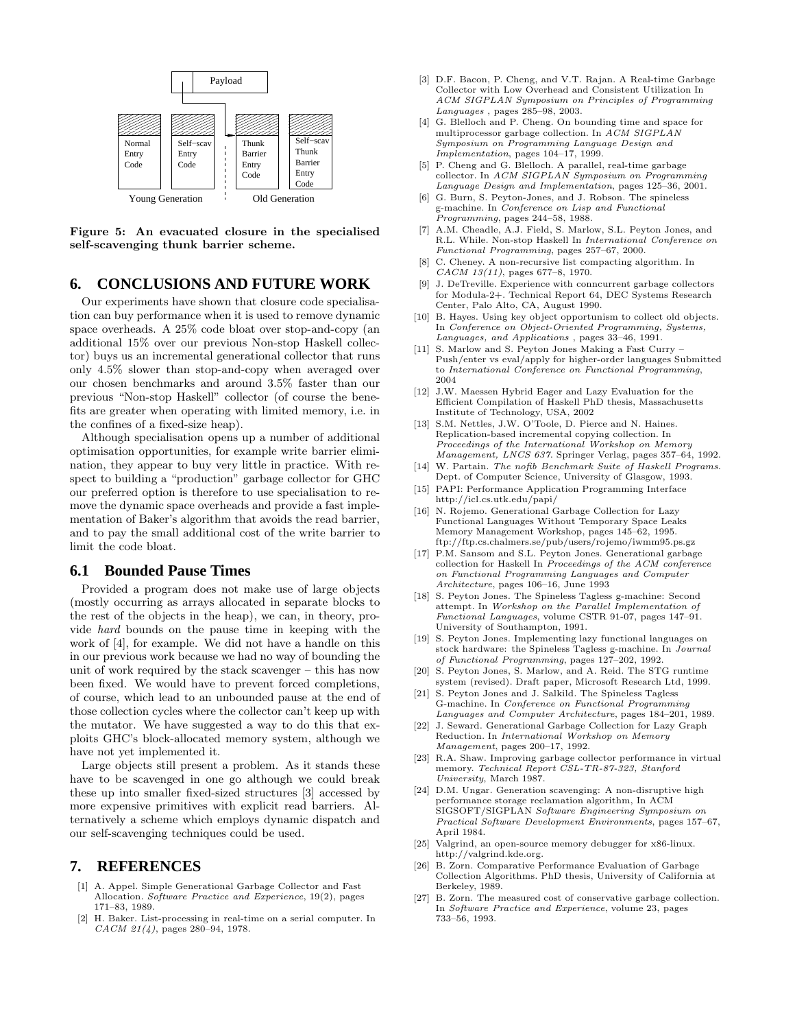Payload

Normal Entry Code

Self−scav Entry Code

Thunk Barrier Entry Code

Self−scav Thunk Barrier Entry Code

Young Generation

Old Generation

**Figure 5: An evacuated closure in the specialised self-scavenging thunk barrier scheme.**

## 6. CONCLUSIONS AND FUTURE WORK

Our experiments have shown that closure code specialisation can buy performance when it is used to remove dynamic space overheads. A 25% code bloat over stop-and-copy (an additional 15% over our previous Non-stop Haskell collector) buys us an incremental generational collector that runs only 4.5% slower than stop-and-copy when averaged over our chosen benchmarks and around 3.5% faster than our previous "Non-stop Haskell" collector (of course the benefits are greater when operating with limited memory, i.e. in the confines of a fixed-size heap).

Although specialisation opens up a number of additional optimisation opportunities, for example write barrier elimination, they appear to buy very little in practice. With respect to building a "production" garbage collector for GHC our preferred option is therefore to use specialisation to remove the dynamic space overheads and provide a fast implementation of Baker's algorithm that avoids the read barrier, and to pay the small additional cost of the write barrier to limit the code bloat.

### 6.1 Bounded Pause Times

Provided a program does not make use of large objects (mostly occurring as arrays allocated in separate blocks to the rest of the objects in the heap), we can, in theory, provide *hard* bounds on the pause time in keeping with the work of [4], for example. We did not have a handle on this in our previous work because we had no way of bounding the unit of work required by the stack scavenger – this has now been fixed. We would have to prevent forced completions, of course, which lead to an unbounded pause at the end of those collection cycles where the collector can't keep up with the mutator. We have suggested a way to do this that exploits GHC's block-allocated memory system, although we have not yet implemented it.

Large objects still present a problem. As it stands these have to be scavenged in one go although we could break these up into smaller fixed-sized structures [3] accessed by more expensive primitives with explicit read barriers. Alternatively a scheme which employs dynamic dispatch and our self-scavenging techniques could be used.

## 7. REFERENCES

[1] A. Appel. Simple Generational Garbage Collector and Fast Allocation. *Software Practice and Experience*, 19(2), pages 171–83, 1989.

[2] H. Baker. List-processing in real-time on a serial computer. In *CACM 21(4)*, pages 280–94, 1978.

[3] D.F. Bacon, P. Cheng, and V.T. Rajan. A Real-time Garbage Collector with Low Overhead and Consistent Utilization In *ACM SIGPLAN Symposium on Principles of Programming Languages* , pages 285–98, 2003.

[4] G. Blelloch and P. Cheng. On bounding time and space for multiprocessor garbage collection. In *ACM SIGPLAN Symposium on Programming Language Design and Implementation*, pages 104–17, 1999.

[5] P. Cheng and G. Blelloch. A parallel, real-time garbage collector. In *ACM SIGPLAN Symposium on Programming Language Design and Implementation*, pages 125–36, 2001.

[6] G. Burn, S. Peyton-Jones, and J. Robson. The spineless g-machine. In *Conference on Lisp and Functional Programming*, pages 244–58, 1988.

[7] A.M. Cheadle, A.J. Field, S. Marlow, S.L. Peyton Jones, and R.L. While. Non-stop Haskell In *International Conference on Functional Programming*, pages 257–67, 2000.

[8] C. Cheney. A non-recursive list compacting algorithm. In *CACM 13(11)*, pages 677–8, 1970.

[9] J. DeTreville. Experience with conncurrent garbage collectors for Modula-2+. Technical Report 64, DEC Systems Research Center, Palo Alto, CA, August 1990.

[10] B. Hayes. Using key object opportunism to collect old objects. In *Conference on Object-Oriented Programming, Systems, Languages, and Applications* , pages 33–46, 1991.

[11] S. Marlow and S. Peyton Jones Making a Fast Curry – Push/enter vs eval/apply for higher-order languages Submitted to *International Conference on Functional Programming*, 2004

[12] J.W. Maessen Hybrid Eager and Lazy Evaluation for the Efficient Compilation of Haskell PhD thesis, Massachusetts Institute of Technology, USA, 2002

[13] S.M. Nettles, J.W. O'Toole, D. Pierce and N. Haines. Replication-based incremental copying collection. In *Proceedings of the International Workshop on Memory Management, LNCS 637*. Springer Verlag, pages 357–64, 1992.

[14] W. Partain. *The nofib Benchmark Suite of Haskell Programs*. Dept. of Computer Science, University of Glasgow, 1993.

[15] PAPI: Performance Application Programming Interface http://icl.cs.utk.edu/papi/

[16] N. Rojemo. Generational Garbage Collection for Lazy Functional Languages Without Temporary Space Leaks Memory Management Workshop, pages 145–62, 1995. ftp://ftp.cs.chalmers.se/pub/users/rojemo/iwmm95.ps.gz

[17] P.M. Sansom and S.L. Peyton Jones. Generational garbage collection for Haskell In *Proceedings of the ACM conference on Functional Programming Languages and Computer Architecture*, pages 106–16, June 1993

[18] S. Peyton Jones. The Spineless Tagless g-machine: Second attempt. In *Workshop on the Parallel Implementation of Functional Languages*, volume CSTR 91-07, pages 147–91. University of Southampton, 1991.

[19] S. Peyton Jones. Implementing lazy functional languages on stock hardware: the Spineless Tagless g-machine. In *Journal of Functional Programming*, pages 127–202, 1992.

[20] S. Peyton Jones, S. Marlow, and A. Reid. The STG runtime system (revised). Draft paper, Microsoft Research Ltd, 1999.

[21] S. Peyton Jones and J. Salkild. The Spineless Tagless G-machine. In *Conference on Functional Programming Languages and Computer Architecture*, pages 184–201, 1989.

[22] J. Seward. Generational Garbage Collection for Lazy Graph Reduction. In *International Workshop on Memory Management*, pages 200–17, 1992.

[23] R.A. Shaw. Improving garbage collector performance in virtual memory. *Technical Report CSL-TR-87-323, Stanford University*, March 1987.

[24] D.M. Ungar. Generation scavenging: A non-disruptive high performance storage reclamation algorithm, In ACM SIGSOFT/SIGPLAN *Software Engineering Symposium on Practical Software Development Environments*, pages 157–67, April 1984.

[25] Valgrind, an open-source memory debugger for x86-linux. http://valgrind.kde.org.

[26] B. Zorn. Comparative Performance Evaluation of Garbage Collection Algorithms. PhD thesis, University of California at Berkeley, 1989.

[27] B. Zorn. The measured cost of conservative garbage collection. In *Software Practice and Experience*, volume 23, pages 733–56, 1993.